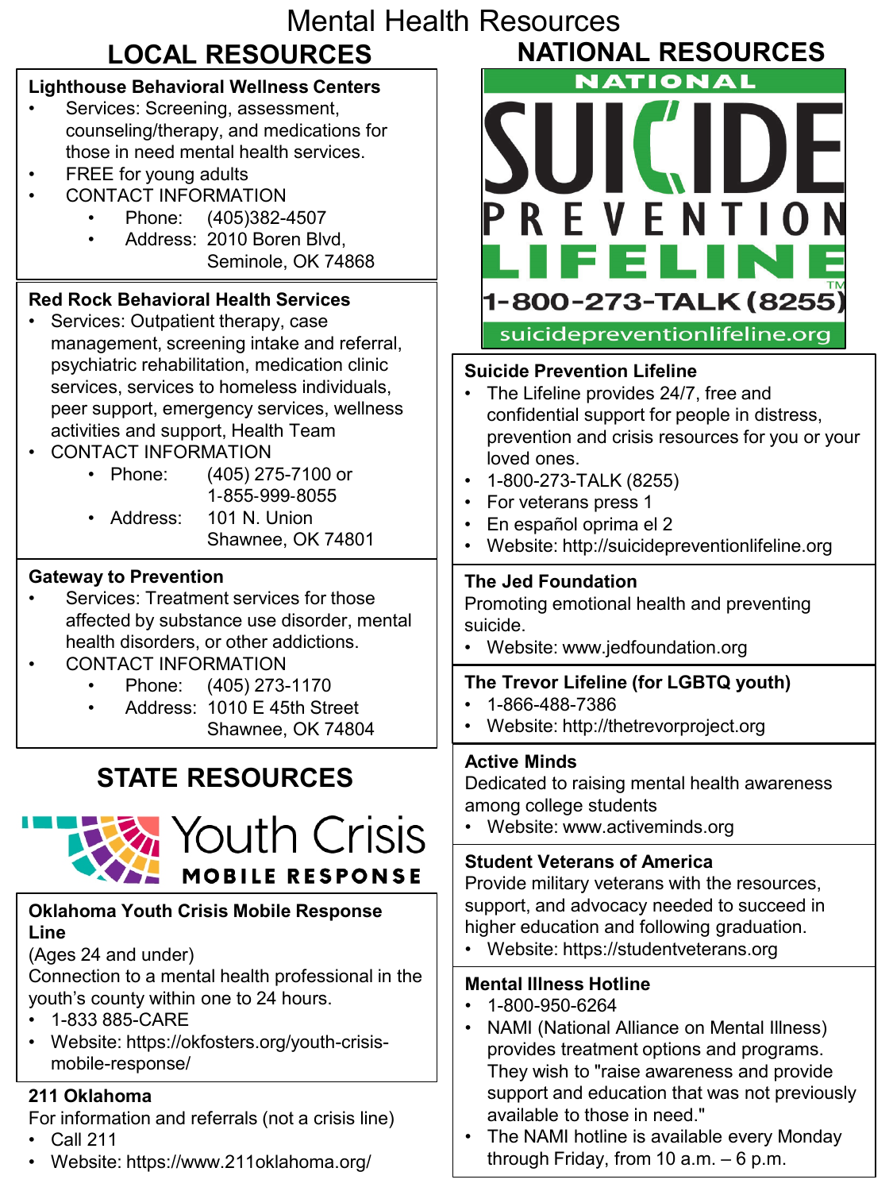# Mental Health Resources

## LOCAL RESOURCES

### Lighthouse Behavioral Wellness Centers

- Services: Screening, assessment, counseling/therapy, and medications for those in need mental health services.
- FREE for young adults
- CONTACT INFORMATION
  - Phone: (405)382-4507
  - Address: 2010 Boren Blvd, Seminole, OK 74868

### Red Rock Behavioral Health Services

- Services: Outpatient therapy, case management, screening intake and referral, psychiatric rehabilitation, medication clinic services, services to homeless individuals, peer support, emergency services, wellness activities and support, Health Team
- CONTACT INFORMATION
  - Phone: (405) 275-7100 or 1-855-999-8055
  - Address: 101 N. Union Shawnee, OK 74801

### Gateway to Prevention

- Services: Treatment services for those affected by substance use disorder, mental health disorders, or other addictions.
- CONTACT INFORMATION
  - Phone: (405) 273-1170
  - Address: 1010 E 45th Street Shawnee, OK 74804

## STATE RESOURCES

Youth Crisis MOBILE RESPONSE

### Oklahoma Youth Crisis Mobile Response Line

(Ages 24 and under)

Connection to a mental health professional in the youth's county within one to 24 hours.

- 1-833 885-CARE
- Website: https://okfosters.org/youth-crisis-mobile-response/

### 211 Oklahoma

For information and referrals (not a crisis line)

- Call 211
- Website: https://www.211oklahoma.org/

## NATIONAL RESOURCES

NATIONAL SUICIDE PREVENTION LIFELINE™
1-800-273-TALK (8255)
suicidepreventionlifeline.org

### Suicide Prevention Lifeline

- The Lifeline provides 24/7, free and confidential support for people in distress, prevention and crisis resources for you or your loved ones.
- 1-800-273-TALK (8255)
- For veterans press 1
- En español oprima el 2
- Website: http://suicidepreventionlifeline.org

### The Jed Foundation

Promoting emotional health and preventing suicide.

- Website: www.jedfoundation.org

### The Trevor Lifeline (for LGBTQ youth)

- 1-866-488-7386
- Website: http://thetrevorproject.org

### Active Minds

Dedicated to raising mental health awareness among college students

- Website: www.activeminds.org

### Student Veterans of America

Provide military veterans with the resources, support, and advocacy needed to succeed in higher education and following graduation.

- Website: https://studentveterans.org

### Mental Illness Hotline

- 1-800-950-6264
- NAMI (National Alliance on Mental Illness) provides treatment options and programs. They wish to "raise awareness and provide support and education that was not previously available to those in need."
- The NAMI hotline is available every Monday through Friday, from 10 a.m. – 6 p.m.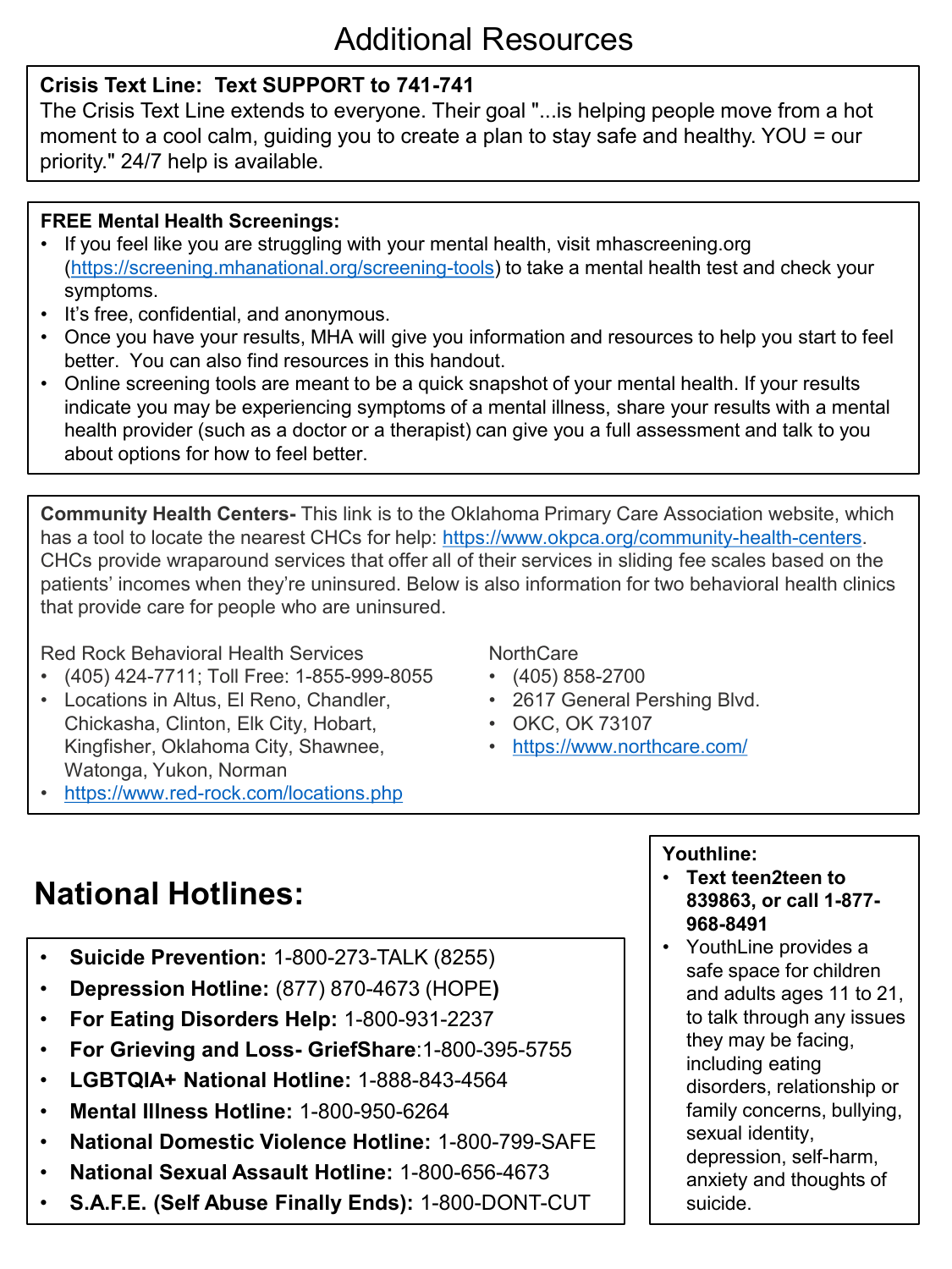# Additional Resources

**Crisis Text Line: Text SUPPORT to 741-741**

The Crisis Text Line extends to everyone. Their goal "...is helping people move from a hot moment to a cool calm, guiding you to create a plan to stay safe and healthy. YOU = our priority." 24/7 help is available.

**FREE Mental Health Screenings:**

- If you feel like you are struggling with your mental health, visit mhascreening.org (https://screening.mhanational.org/screening-tools) to take a mental health test and check your symptoms.
- It's free, confidential, and anonymous.
- Once you have your results, MHA will give you information and resources to help you start to feel better. You can also find resources in this handout.
- Online screening tools are meant to be a quick snapshot of your mental health. If your results indicate you may be experiencing symptoms of a mental illness, share your results with a mental health provider (such as a doctor or a therapist) can give you a full assessment and talk to you about options for how to feel better.

**Community Health Centers-** This link is to the Oklahoma Primary Care Association website, which has a tool to locate the nearest CHCs for help: https://www.okpca.org/community-health-centers. CHCs provide wraparound services that offer all of their services in sliding fee scales based on the patients' incomes when they're uninsured. Below is also information for two behavioral health clinics that provide care for people who are uninsured.

Red Rock Behavioral Health Services

- (405) 424-7711; Toll Free: 1-855-999-8055
- Locations in Altus, El Reno, Chandler, Chickasha, Clinton, Elk City, Hobart, Kingfisher, Oklahoma City, Shawnee, Watonga, Yukon, Norman
- https://www.red-rock.com/locations.php

NorthCare

- (405) 858-2700
- 2617 General Pershing Blvd.
- OKC, OK 73107
- https://www.northcare.com/

## National Hotlines:

- **Suicide Prevention:** 1-800-273-TALK (8255)
- **Depression Hotline:** (877) 870-4673 (HOPE**)**
- **For Eating Disorders Help:** 1-800-931-2237
- **For Grieving and Loss- GriefShare**:1-800-395-5755
- **LGBTQIA+ National Hotline:** 1-888-843-4564
- **Mental Illness Hotline:** 1-800-950-6264
- **National Domestic Violence Hotline:** 1-800-799-SAFE
- **National Sexual Assault Hotline:** 1-800-656-4673
- **S.A.F.E. (Self Abuse Finally Ends):** 1-800-DONT-CUT

**Youthline:**

- **Text teen2teen to 839863, or call 1-877-968-8491**
- YouthLine provides a safe space for children and adults ages 11 to 21, to talk through any issues they may be facing, including eating disorders, relationship or family concerns, bullying, sexual identity, depression, self-harm, anxiety and thoughts of suicide.